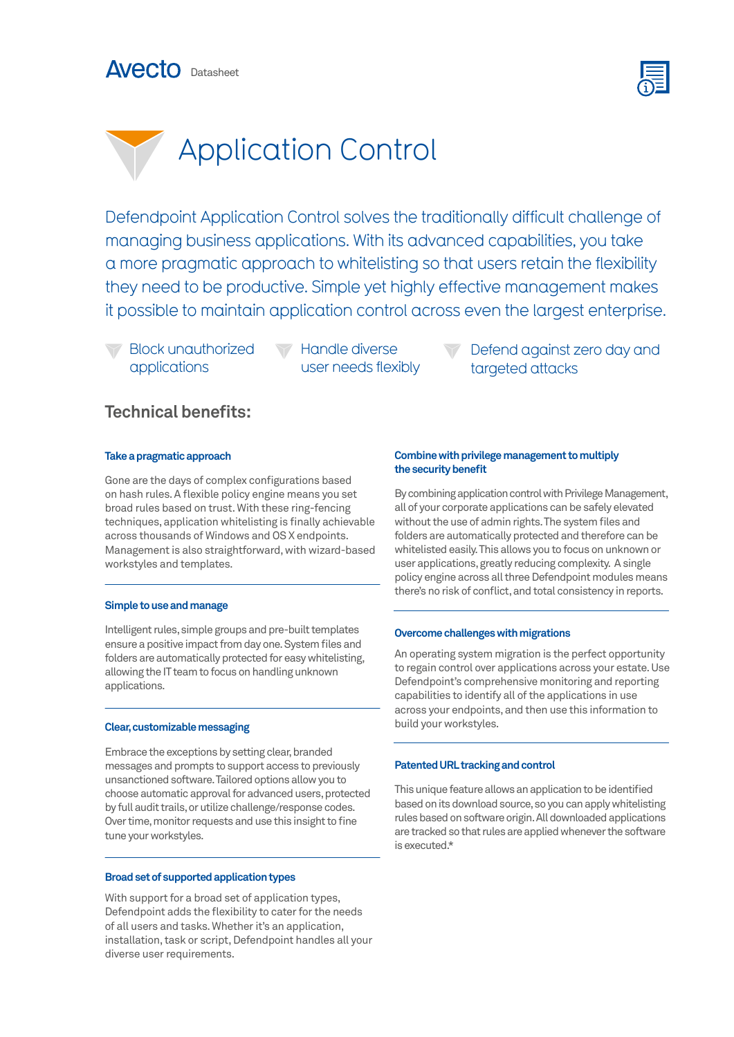Avecto Datasheet

# Application Control

Defendpoint Application Control solves the traditionally difficult challenge of managing business applications. With its advanced capabilities, you take a more pragmatic approach to whitelisting so that users retain the flexibility they need to be productive. Simple yet highly effective management makes it possible to maintain application control across even the largest enterprise.

- Block unauthorized applications
- Handle diverse user needs flexibly
- Defend against zero day and targeted attacks

## Technical benefits:

### Take a pragmatic approach

Gone are the days of complex configurations based on hash rules. A flexible policy engine means you set broad rules based on trust. With these ring-fencing techniques, application whitelisting is finally achievable across thousands of Windows and OS X endpoints. Management is also straightforward, with wizard-based workstyles and templates.

### Simple to use and manage

Intelligent rules, simple groups and pre-built templates ensure a positive impact from day one. System files and folders are automatically protected for easy whitelisting, allowing the IT team to focus on handling unknown applications.

### Clear, customizable messaging

Embrace the exceptions by setting clear, branded messages and prompts to support access to previously unsanctioned software. Tailored options allow you to choose automatic approval for advanced users, protected by full audit trails, or utilize challenge/response codes. Over time, monitor requests and use this insight to fine tune your workstyles.

### Broad set of supported application types

With support for a broad set of application types, Defendpoint adds the flexibility to cater for the needs of all users and tasks. Whether it's an application, installation, task or script, Defendpoint handles all your diverse user requirements.

### Combine with privilege management to multiply the security benefit

By combining application control with Privilege Management, all of your corporate applications can be safely elevated without the use of admin rights. The system files and folders are automatically protected and therefore can be whitelisted easily. This allows you to focus on unknown or user applications, greatly reducing complexity. A single policy engine across all three Defendpoint modules means there's no risk of conflict, and total consistency in reports.

### Overcome challenges with migrations

An operating system migration is the perfect opportunity to regain control over applications across your estate. Use Defendpoint's comprehensive monitoring and reporting capabilities to identify all of the applications in use across your endpoints, and then use this information to build your workstyles.

### Patented URL tracking and control

This unique feature allows an application to be identified based on its download source, so you can apply whitelisting rules based on software origin. All downloaded applications are tracked so that rules are applied whenever the software is executed.*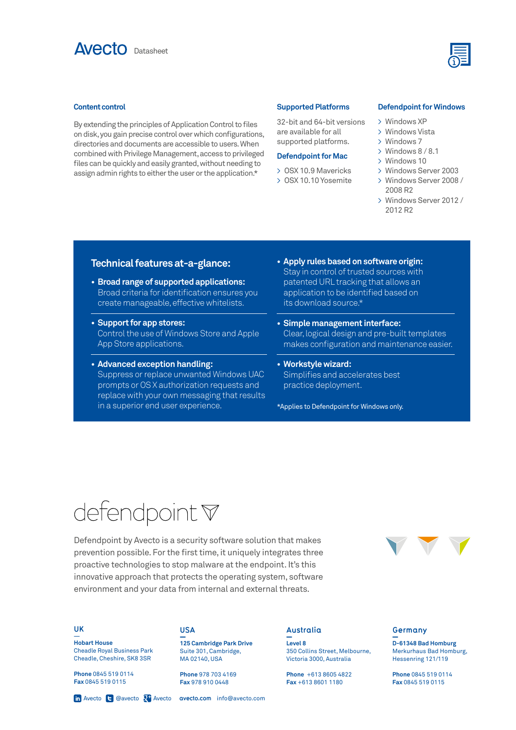Avecto Datasheet

### Content control

By extending the principles of Application Control to files on disk, you gain precise control over which configurations, directories and documents are accessible to users. When combined with Privilege Management, access to privileged files can be quickly and easily granted, without needing to assign admin rights to either the user or the application.*

### Supported Platforms

32-bit and 64-bit versions are available for all supported platforms.

### Defendpoint for Mac

- OSX 10.9 Mavericks
- OSX 10.10 Yosemite

### Defendpoint for Windows

- Windows XP
- Windows Vista
- Windows 7
- Windows 8 / 8.1
- Windows 10
- Windows Server 2003
- Windows Server 2008 / 2008 R2
- Windows Server 2012 / 2012 R2

## Technical features at-a-glance:

- **Broad range of supported applications:** Broad criteria for identification ensures you create manageable, effective whitelists.
- **Support for app stores:** Control the use of Windows Store and Apple App Store applications.
- **Advanced exception handling:** Suppress or replace unwanted Windows UAC prompts or OS X authorization requests and replace with your own messaging that results in a superior end user experience.
- **Apply rules based on software origin:** Stay in control of trusted sources with patented URL tracking that allows an application to be identified based on its download source.*
- **Simple management interface:** Clear, logical design and pre-built templates makes configuration and maintenance easier.
- **Workstyle wizard:** Simplifies and accelerates best practice deployment.

*Applies to Defendpoint for Windows only.

# defendpoint

Defendpoint by Avecto is a security software solution that makes prevention possible. For the first time, it uniquely integrates three proactive technologies to stop malware at the endpoint. It's this innovative approach that protects the operating system, software environment and your data from internal and external threats.

### UK

**Hobart House**
Cheadle Royal Business Park
Cheadle, Cheshire, SK8 3SR

**Phone** 0845 519 0114
**Fax** 0845 519 0115

### USA

**125 Cambridge Park Drive**
Suite 301, Cambridge,
MA 02140, USA

**Phone** 978 703 4169
**Fax** 978 910 0448

### Australia

**Level 8**
350 Collins Street, Melbourne,
Victoria 3000, Australia

**Phone** +613 8605 4822
**Fax** +613 8601 1180

### Germany

**D-61348 Bad Homburg**
Merkurhaus Bad Homburg,
Hessenring 121/119

**Phone** 0845 519 0114
**Fax** 0845 519 0115

Avecto @avecto Avecto **avecto.com** info@avecto.com